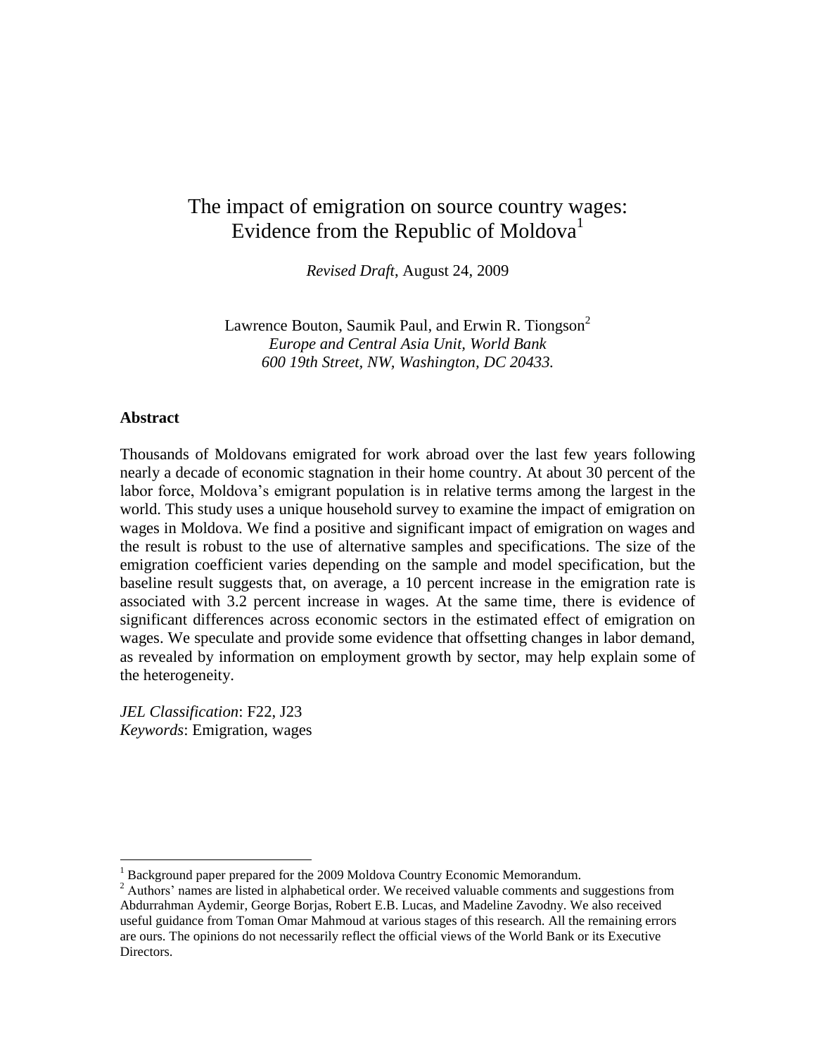# The impact of emigration on source country wages: Evidence from the Republic of Moldova[1]

*Revised Draft*, August 24, 2009

Lawrence Bouton, Saumik Paul, and Erwin R. Tiongson[2]
*Europe and Central Asia Unit, World Bank*
*600 19th Street, NW, Washington, DC 20433.*

**Abstract**

Thousands of Moldovans emigrated for work abroad over the last few years following nearly a decade of economic stagnation in their home country. At about 30 percent of the labor force, Moldova's emigrant population is in relative terms among the largest in the world. This study uses a unique household survey to examine the impact of emigration on wages in Moldova. We find a positive and significant impact of emigration on wages and the result is robust to the use of alternative samples and specifications. The size of the emigration coefficient varies depending on the sample and model specification, but the baseline result suggests that, on average, a 10 percent increase in the emigration rate is associated with 3.2 percent increase in wages. At the same time, there is evidence of significant differences across economic sectors in the estimated effect of emigration on wages. We speculate and provide some evidence that offsetting changes in labor demand, as revealed by information on employment growth by sector, may help explain some of the heterogeneity.

*JEL Classification*: F22, J23
*Keywords*: Emigration, wages

---

[1] Background paper prepared for the 2009 Moldova Country Economic Memorandum.

[2] Authors' names are listed in alphabetical order. We received valuable comments and suggestions from Abdurrahman Aydemir, George Borjas, Robert E.B. Lucas, and Madeline Zavodny. We also received useful guidance from Toman Omar Mahmoud at various stages of this research. All the remaining errors are ours. The opinions do not necessarily reflect the official views of the World Bank or its Executive Directors.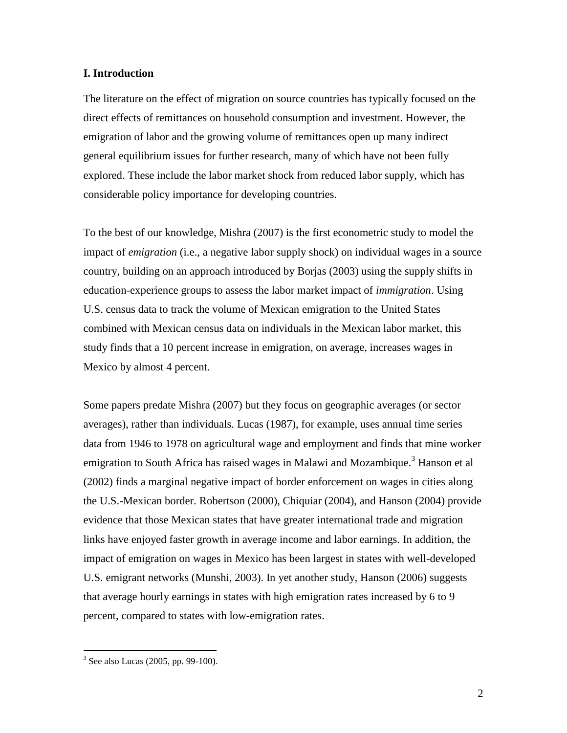## I. Introduction

The literature on the effect of migration on source countries has typically focused on the direct effects of remittances on household consumption and investment. However, the emigration of labor and the growing volume of remittances open up many indirect general equilibrium issues for further research, many of which have not been fully explored. These include the labor market shock from reduced labor supply, which has considerable policy importance for developing countries.

To the best of our knowledge, Mishra (2007) is the first econometric study to model the impact of *emigration* (i.e., a negative labor supply shock) on individual wages in a source country, building on an approach introduced by Borjas (2003) using the supply shifts in education-experience groups to assess the labor market impact of *immigration*. Using U.S. census data to track the volume of Mexican emigration to the United States combined with Mexican census data on individuals in the Mexican labor market, this study finds that a 10 percent increase in emigration, on average, increases wages in Mexico by almost 4 percent.

Some papers predate Mishra (2007) but they focus on geographic averages (or sector averages), rather than individuals. Lucas (1987), for example, uses annual time series data from 1946 to 1978 on agricultural wage and employment and finds that mine worker emigration to South Africa has raised wages in Malawi and Mozambique.[3] Hanson et al (2002) finds a marginal negative impact of border enforcement on wages in cities along the U.S.-Mexican border. Robertson (2000), Chiquiar (2004), and Hanson (2004) provide evidence that those Mexican states that have greater international trade and migration links have enjoyed faster growth in average income and labor earnings. In addition, the impact of emigration on wages in Mexico has been largest in states with well-developed U.S. emigrant networks (Munshi, 2003). In yet another study, Hanson (2006) suggests that average hourly earnings in states with high emigration rates increased by 6 to 9 percent, compared to states with low-emigration rates.

[3] See also Lucas (2005, pp. 99-100).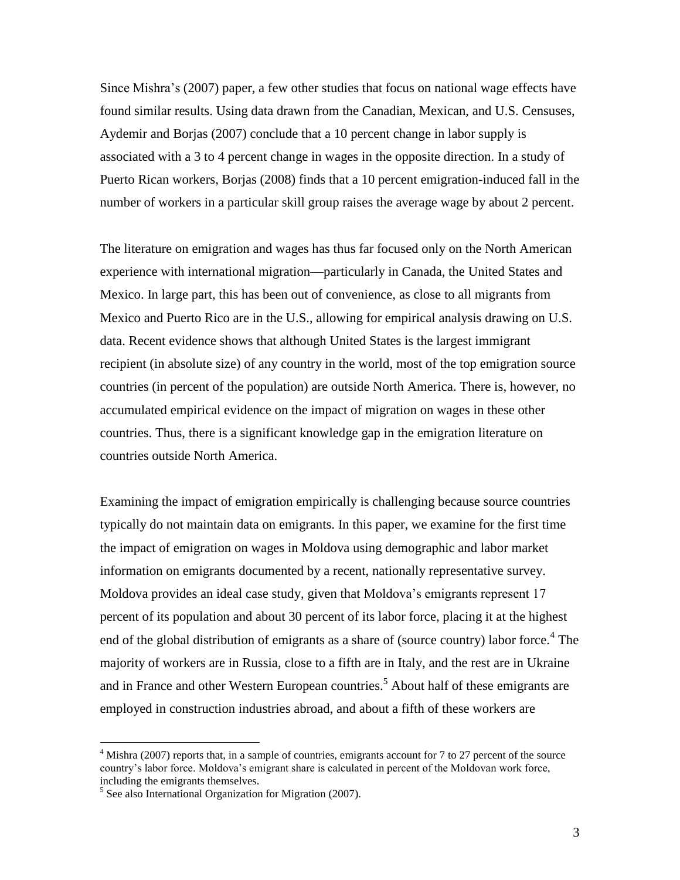Since Mishra's (2007) paper, a few other studies that focus on national wage effects have found similar results. Using data drawn from the Canadian, Mexican, and U.S. Censuses, Aydemir and Borjas (2007) conclude that a 10 percent change in labor supply is associated with a 3 to 4 percent change in wages in the opposite direction. In a study of Puerto Rican workers, Borjas (2008) finds that a 10 percent emigration-induced fall in the number of workers in a particular skill group raises the average wage by about 2 percent.

The literature on emigration and wages has thus far focused only on the North American experience with international migration—particularly in Canada, the United States and Mexico. In large part, this has been out of convenience, as close to all migrants from Mexico and Puerto Rico are in the U.S., allowing for empirical analysis drawing on U.S. data. Recent evidence shows that although United States is the largest immigrant recipient (in absolute size) of any country in the world, most of the top emigration source countries (in percent of the population) are outside North America. There is, however, no accumulated empirical evidence on the impact of migration on wages in these other countries. Thus, there is a significant knowledge gap in the emigration literature on countries outside North America.

Examining the impact of emigration empirically is challenging because source countries typically do not maintain data on emigrants. In this paper, we examine for the first time the impact of emigration on wages in Moldova using demographic and labor market information on emigrants documented by a recent, nationally representative survey. Moldova provides an ideal case study, given that Moldova's emigrants represent 17 percent of its population and about 30 percent of its labor force, placing it at the highest end of the global distribution of emigrants as a share of (source country) labor force.[4] The majority of workers are in Russia, close to a fifth are in Italy, and the rest are in Ukraine and in France and other Western European countries.[5] About half of these emigrants are employed in construction industries abroad, and about a fifth of these workers are

[4] Mishra (2007) reports that, in a sample of countries, emigrants account for 7 to 27 percent of the source country's labor force. Moldova's emigrant share is calculated in percent of the Moldovan work force, including the emigrants themselves.

[5] See also International Organization for Migration (2007).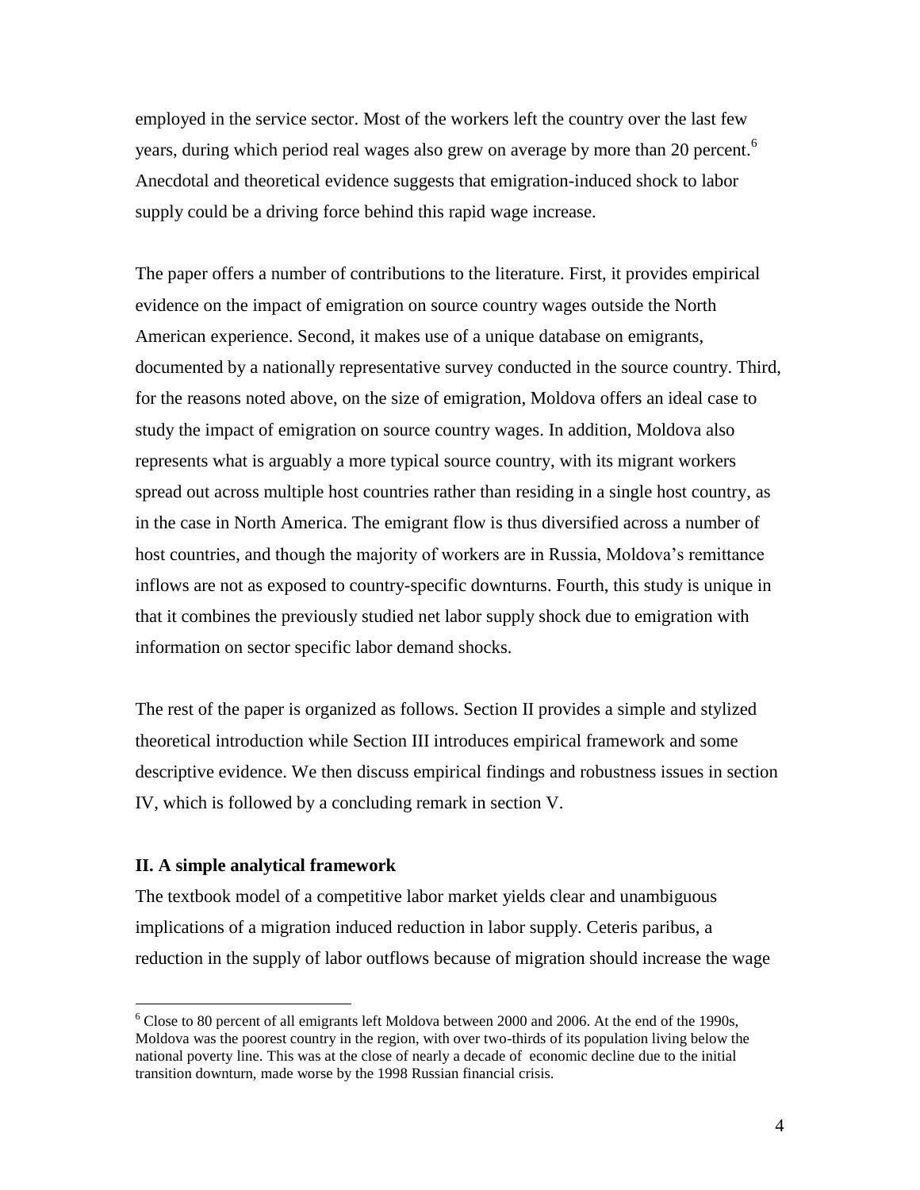employed in the service sector. Most of the workers left the country over the last few years, during which period real wages also grew on average by more than 20 percent.[6] Anecdotal and theoretical evidence suggests that emigration-induced shock to labor supply could be a driving force behind this rapid wage increase.

The paper offers a number of contributions to the literature. First, it provides empirical evidence on the impact of emigration on source country wages outside the North American experience. Second, it makes use of a unique database on emigrants, documented by a nationally representative survey conducted in the source country. Third, for the reasons noted above, on the size of emigration, Moldova offers an ideal case to study the impact of emigration on source country wages. In addition, Moldova also represents what is arguably a more typical source country, with its migrant workers spread out across multiple host countries rather than residing in a single host country, as in the case in North America. The emigrant flow is thus diversified across a number of host countries, and though the majority of workers are in Russia, Moldova's remittance inflows are not as exposed to country-specific downturns. Fourth, this study is unique in that it combines the previously studied net labor supply shock due to emigration with information on sector specific labor demand shocks.

The rest of the paper is organized as follows. Section II provides a simple and stylized theoretical introduction while Section III introduces empirical framework and some descriptive evidence. We then discuss empirical findings and robustness issues in section IV, which is followed by a concluding remark in section V.

## II. A simple analytical framework

The textbook model of a competitive labor market yields clear and unambiguous implications of a migration induced reduction in labor supply. Ceteris paribus, a reduction in the supply of labor outflows because of migration should increase the wage

---

[6] Close to 80 percent of all emigrants left Moldova between 2000 and 2006. At the end of the 1990s, Moldova was the poorest country in the region, with over two-thirds of its population living below the national poverty line. This was at the close of nearly a decade of economic decline due to the initial transition downturn, made worse by the 1998 Russian financial crisis.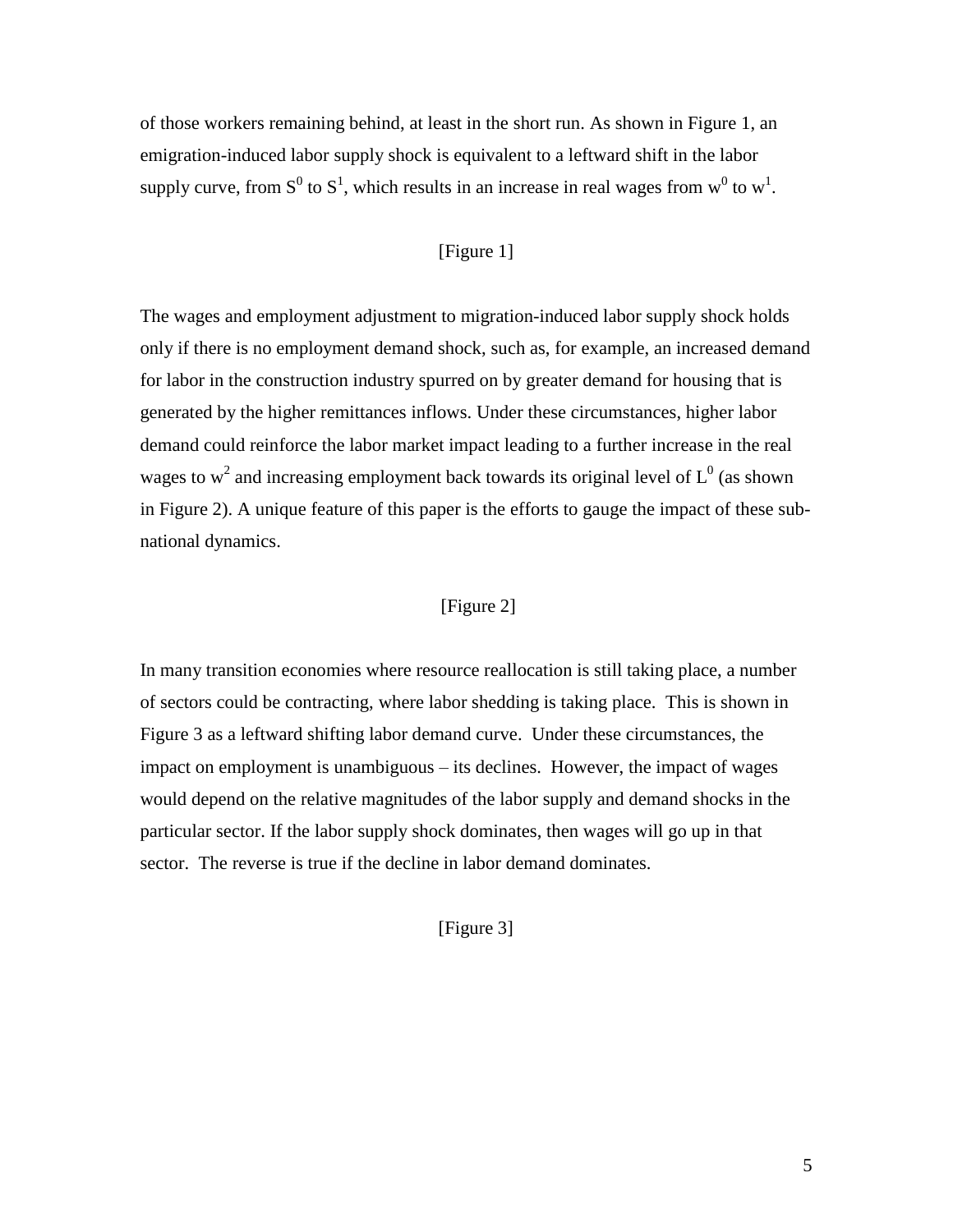of those workers remaining behind, at least in the short run. As shown in Figure 1, an emigration-induced labor supply shock is equivalent to a leftward shift in the labor supply curve, from $S^0$ to $S^1$, which results in an increase in real wages from $w^0$ to $w^1$.

[Figure 1]

The wages and employment adjustment to migration-induced labor supply shock holds only if there is no employment demand shock, such as, for example, an increased demand for labor in the construction industry spurred on by greater demand for housing that is generated by the higher remittances inflows. Under these circumstances, higher labor demand could reinforce the labor market impact leading to a further increase in the real wages to $w^2$ and increasing employment back towards its original level of $L^0$ (as shown in Figure 2). A unique feature of this paper is the efforts to gauge the impact of these sub-national dynamics.

[Figure 2]

In many transition economies where resource reallocation is still taking place, a number of sectors could be contracting, where labor shedding is taking place. This is shown in Figure 3 as a leftward shifting labor demand curve. Under these circumstances, the impact on employment is unambiguous – its declines. However, the impact of wages would depend on the relative magnitudes of the labor supply and demand shocks in the particular sector. If the labor supply shock dominates, then wages will go up in that sector. The reverse is true if the decline in labor demand dominates.

[Figure 3]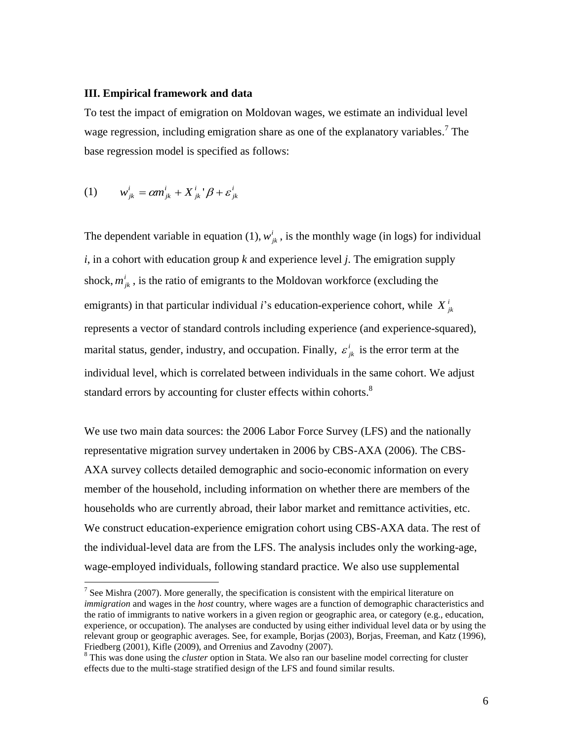### III. Empirical framework and data

To test the impact of emigration on Moldovan wages, we estimate an individual level wage regression, including emigration share as one of the explanatory variables.[7] The base regression model is specified as follows:

$$(1) \qquad w_{jk}^{i} = \alpha m_{jk}^{i} + X_{jk}^{i}{}'\beta + \varepsilon_{jk}^{i}$$

The dependent variable in equation (1), $w_{jk}^{i}$, is the monthly wage (in logs) for individual *i*, in a cohort with education group *k* and experience level *j*. The emigration supply shock, $m_{jk}^{i}$, is the ratio of emigrants to the Moldovan workforce (excluding the emigrants) in that particular individual *i*'s education-experience cohort, while $X_{jk}^{i}$ represents a vector of standard controls including experience (and experience-squared), marital status, gender, industry, and occupation. Finally, $\varepsilon_{jk}^{i}$ is the error term at the individual level, which is correlated between individuals in the same cohort. We adjust standard errors by accounting for cluster effects within cohorts.[8]

We use two main data sources: the 2006 Labor Force Survey (LFS) and the nationally representative migration survey undertaken in 2006 by CBS-AXA (2006). The CBS-AXA survey collects detailed demographic and socio-economic information on every member of the household, including information on whether there are members of the households who are currently abroad, their labor market and remittance activities, etc. We construct education-experience emigration cohort using CBS-AXA data. The rest of the individual-level data are from the LFS. The analysis includes only the working-age, wage-employed individuals, following standard practice. We also use supplemental

[7] See Mishra (2007). More generally, the specification is consistent with the empirical literature on *immigration* and wages in the *host* country, where wages are a function of demographic characteristics and the ratio of immigrants to native workers in a given region or geographic area, or category (e.g., education, experience, or occupation). The analyses are conducted by using either individual level data or by using the relevant group or geographic averages. See, for example, Borjas (2003), Borjas, Freeman, and Katz (1996), Friedberg (2001), Kifle (2009), and Orrenius and Zavodny (2007).

[8] This was done using the *cluster* option in Stata. We also ran our baseline model correcting for cluster effects due to the multi-stage stratified design of the LFS and found similar results.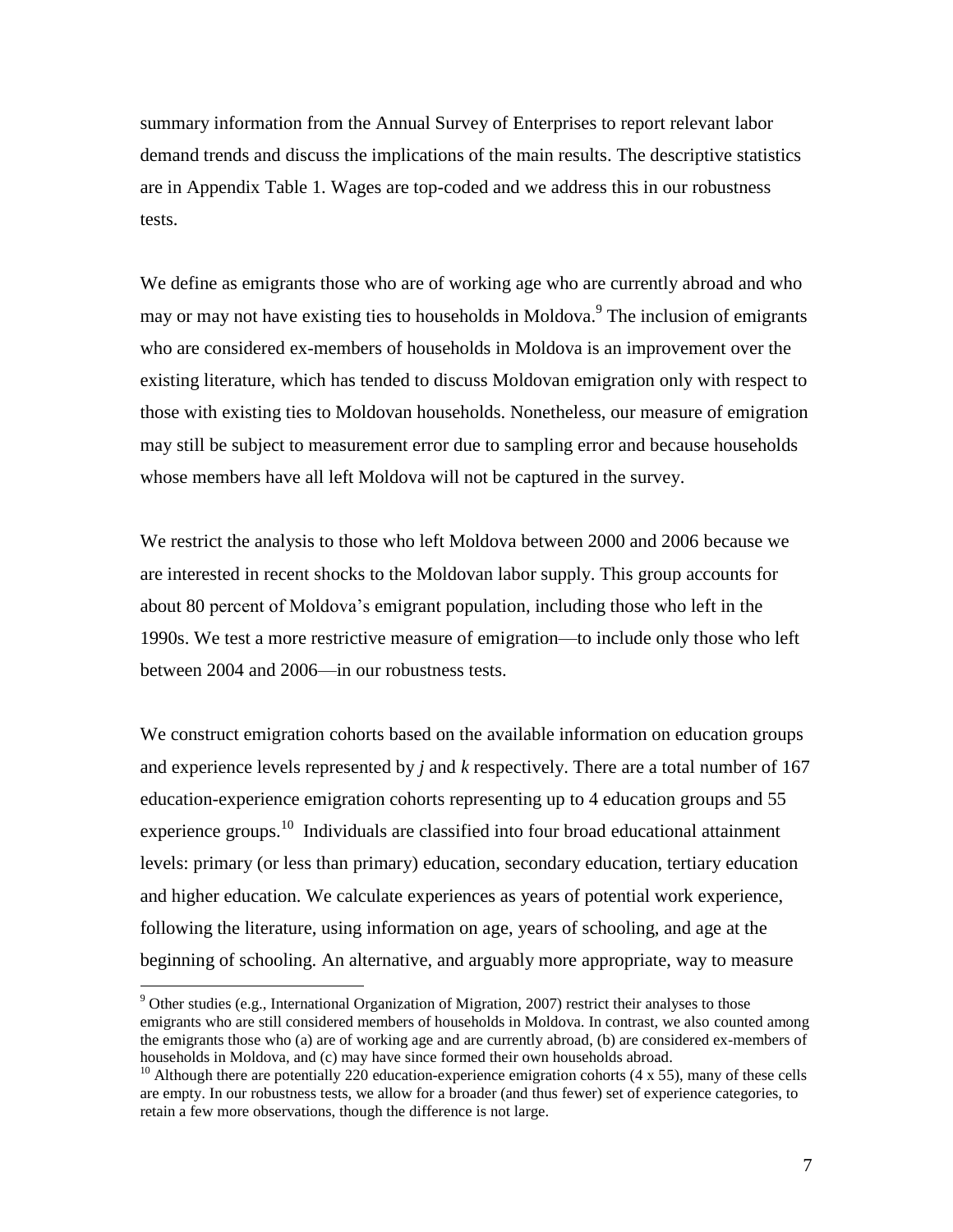summary information from the Annual Survey of Enterprises to report relevant labor demand trends and discuss the implications of the main results. The descriptive statistics are in Appendix Table 1. Wages are top-coded and we address this in our robustness tests.

We define as emigrants those who are of working age who are currently abroad and who may or may not have existing ties to households in Moldova.[9] The inclusion of emigrants who are considered ex-members of households in Moldova is an improvement over the existing literature, which has tended to discuss Moldovan emigration only with respect to those with existing ties to Moldovan households. Nonetheless, our measure of emigration may still be subject to measurement error due to sampling error and because households whose members have all left Moldova will not be captured in the survey.

We restrict the analysis to those who left Moldova between 2000 and 2006 because we are interested in recent shocks to the Moldovan labor supply. This group accounts for about 80 percent of Moldova's emigrant population, including those who left in the 1990s. We test a more restrictive measure of emigration—to include only those who left between 2004 and 2006—in our robustness tests.

We construct emigration cohorts based on the available information on education groups and experience levels represented by $j$ and $k$ respectively. There are a total number of 167 education-experience emigration cohorts representing up to 4 education groups and 55 experience groups.[10] Individuals are classified into four broad educational attainment levels: primary (or less than primary) education, secondary education, tertiary education and higher education. We calculate experiences as years of potential work experience, following the literature, using information on age, years of schooling, and age at the beginning of schooling. An alternative, and arguably more appropriate, way to measure

[9] Other studies (e.g., International Organization of Migration, 2007) restrict their analyses to those emigrants who are still considered members of households in Moldova. In contrast, we also counted among the emigrants those who (a) are of working age and are currently abroad, (b) are considered ex-members of households in Moldova, and (c) may have since formed their own households abroad.

[10] Although there are potentially 220 education-experience emigration cohorts (4 x 55), many of these cells are empty. In our robustness tests, we allow for a broader (and thus fewer) set of experience categories, to retain a few more observations, though the difference is not large.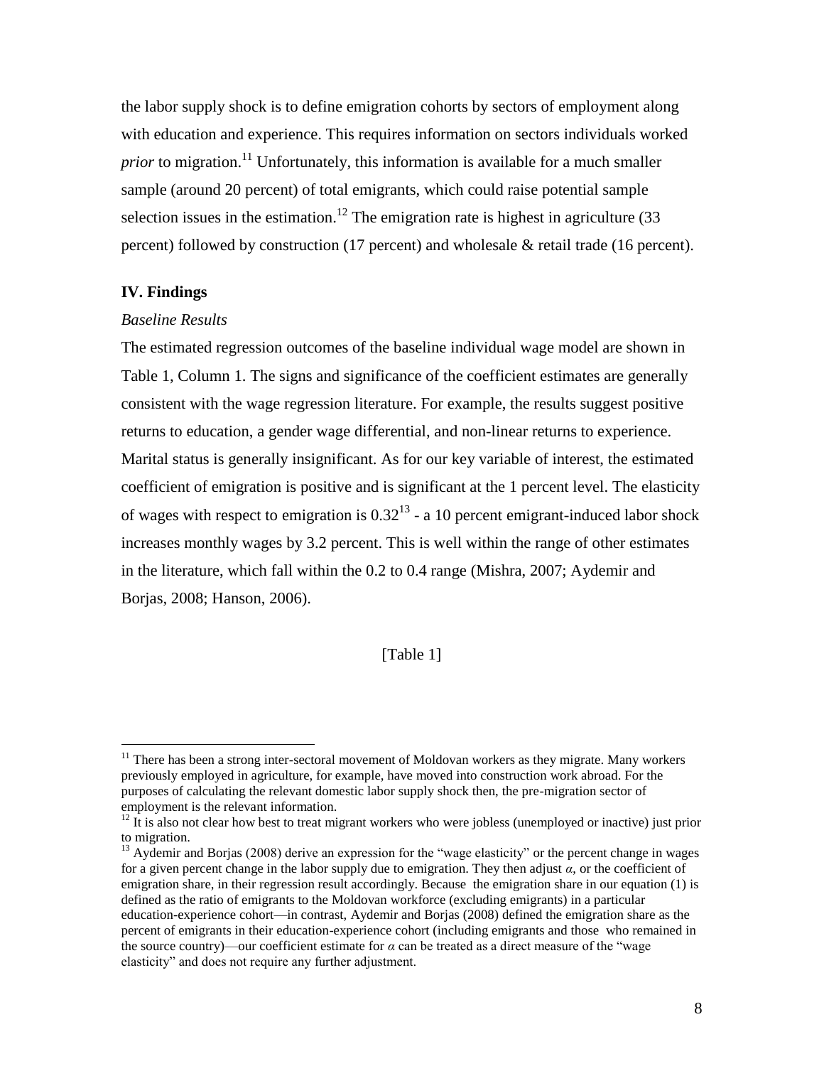the labor supply shock is to define emigration cohorts by sectors of employment along with education and experience. This requires information on sectors individuals worked *prior* to migration.[11] Unfortunately, this information is available for a much smaller sample (around 20 percent) of total emigrants, which could raise potential sample selection issues in the estimation.[12] The emigration rate is highest in agriculture (33 percent) followed by construction (17 percent) and wholesale & retail trade (16 percent).

## IV. Findings

### *Baseline Results*

The estimated regression outcomes of the baseline individual wage model are shown in Table 1, Column 1. The signs and significance of the coefficient estimates are generally consistent with the wage regression literature. For example, the results suggest positive returns to education, a gender wage differential, and non-linear returns to experience. Marital status is generally insignificant. As for our key variable of interest, the estimated coefficient of emigration is positive and is significant at the 1 percent level. The elasticity of wages with respect to emigration is 0.32[13] - a 10 percent emigrant-induced labor shock increases monthly wages by 3.2 percent. This is well within the range of other estimates in the literature, which fall within the 0.2 to 0.4 range (Mishra, 2007; Aydemir and Borjas, 2008; Hanson, 2006).

[Table 1]

---

[11] There has been a strong inter-sectoral movement of Moldovan workers as they migrate. Many workers previously employed in agriculture, for example, have moved into construction work abroad. For the purposes of calculating the relevant domestic labor supply shock then, the pre-migration sector of employment is the relevant information.

[12] It is also not clear how best to treat migrant workers who were jobless (unemployed or inactive) just prior to migration.

[13] Aydemir and Borjas (2008) derive an expression for the "wage elasticity" or the percent change in wages for a given percent change in the labor supply due to emigration. They then adjust $\alpha$, or the coefficient of emigration share, in their regression result accordingly. Because the emigration share in our equation (1) is defined as the ratio of emigrants to the Moldovan workforce (excluding emigrants) in a particular education-experience cohort—in contrast, Aydemir and Borjas (2008) defined the emigration share as the percent of emigrants in their education-experience cohort (including emigrants and those who remained in the source country)—our coefficient estimate for $\alpha$ can be treated as a direct measure of the "wage elasticity" and does not require any further adjustment.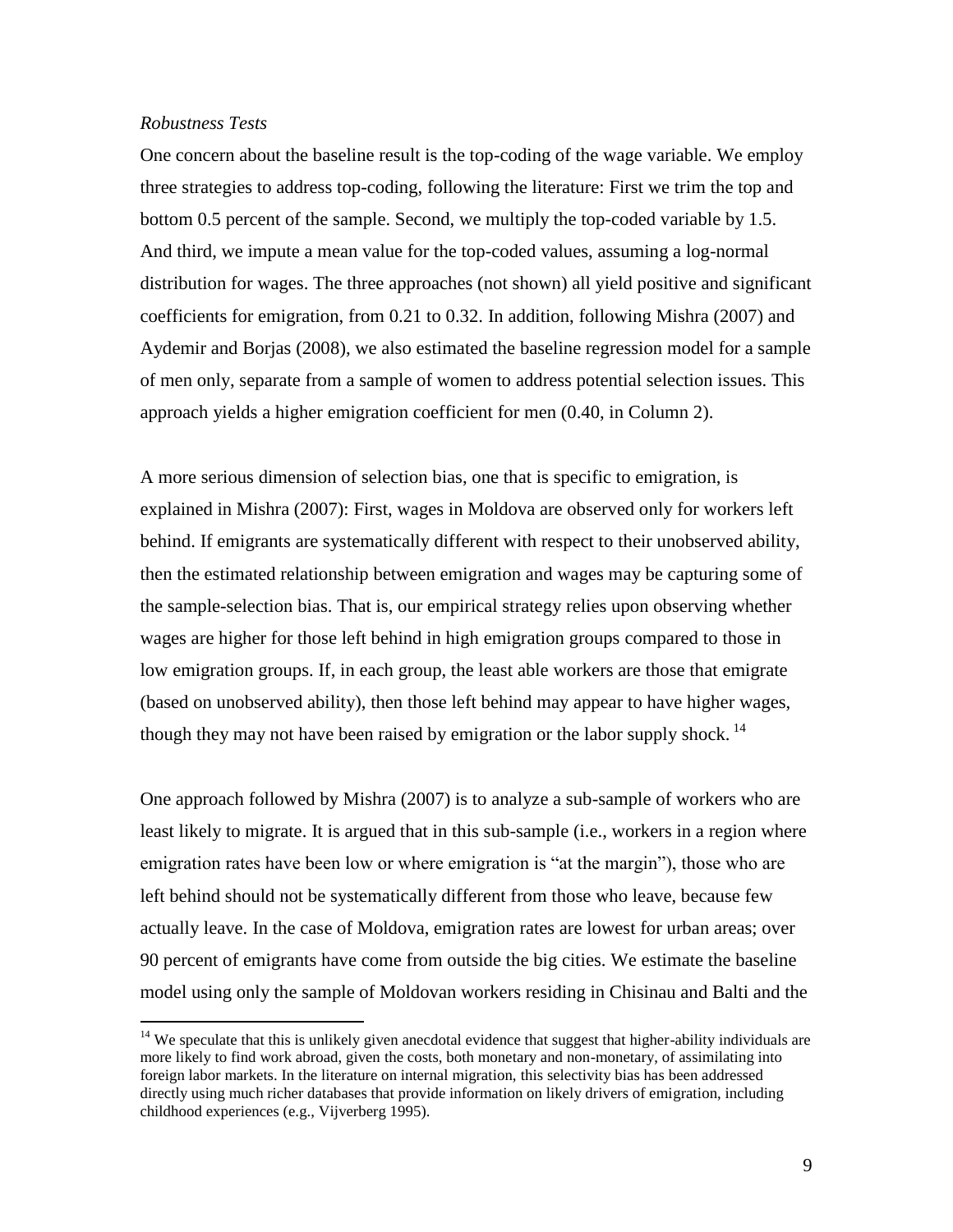*Robustness Tests*

One concern about the baseline result is the top-coding of the wage variable. We employ three strategies to address top-coding, following the literature: First we trim the top and bottom 0.5 percent of the sample. Second, we multiply the top-coded variable by 1.5. And third, we impute a mean value for the top-coded values, assuming a log-normal distribution for wages. The three approaches (not shown) all yield positive and significant coefficients for emigration, from 0.21 to 0.32. In addition, following Mishra (2007) and Aydemir and Borjas (2008), we also estimated the baseline regression model for a sample of men only, separate from a sample of women to address potential selection issues. This approach yields a higher emigration coefficient for men (0.40, in Column 2).

A more serious dimension of selection bias, one that is specific to emigration, is explained in Mishra (2007): First, wages in Moldova are observed only for workers left behind. If emigrants are systematically different with respect to their unobserved ability, then the estimated relationship between emigration and wages may be capturing some of the sample-selection bias. That is, our empirical strategy relies upon observing whether wages are higher for those left behind in high emigration groups compared to those in low emigration groups. If, in each group, the least able workers are those that emigrate (based on unobserved ability), then those left behind may appear to have higher wages, though they may not have been raised by emigration or the labor supply shock. [14]

One approach followed by Mishra (2007) is to analyze a sub-sample of workers who are least likely to migrate. It is argued that in this sub-sample (i.e., workers in a region where emigration rates have been low or where emigration is "at the margin"), those who are left behind should not be systematically different from those who leave, because few actually leave. In the case of Moldova, emigration rates are lowest for urban areas; over 90 percent of emigrants have come from outside the big cities. We estimate the baseline model using only the sample of Moldovan workers residing in Chisinau and Balti and the

[14] We speculate that this is unlikely given anecdotal evidence that suggest that higher-ability individuals are more likely to find work abroad, given the costs, both monetary and non-monetary, of assimilating into foreign labor markets. In the literature on internal migration, this selectivity bias has been addressed directly using much richer databases that provide information on likely drivers of emigration, including childhood experiences (e.g., Vijverberg 1995).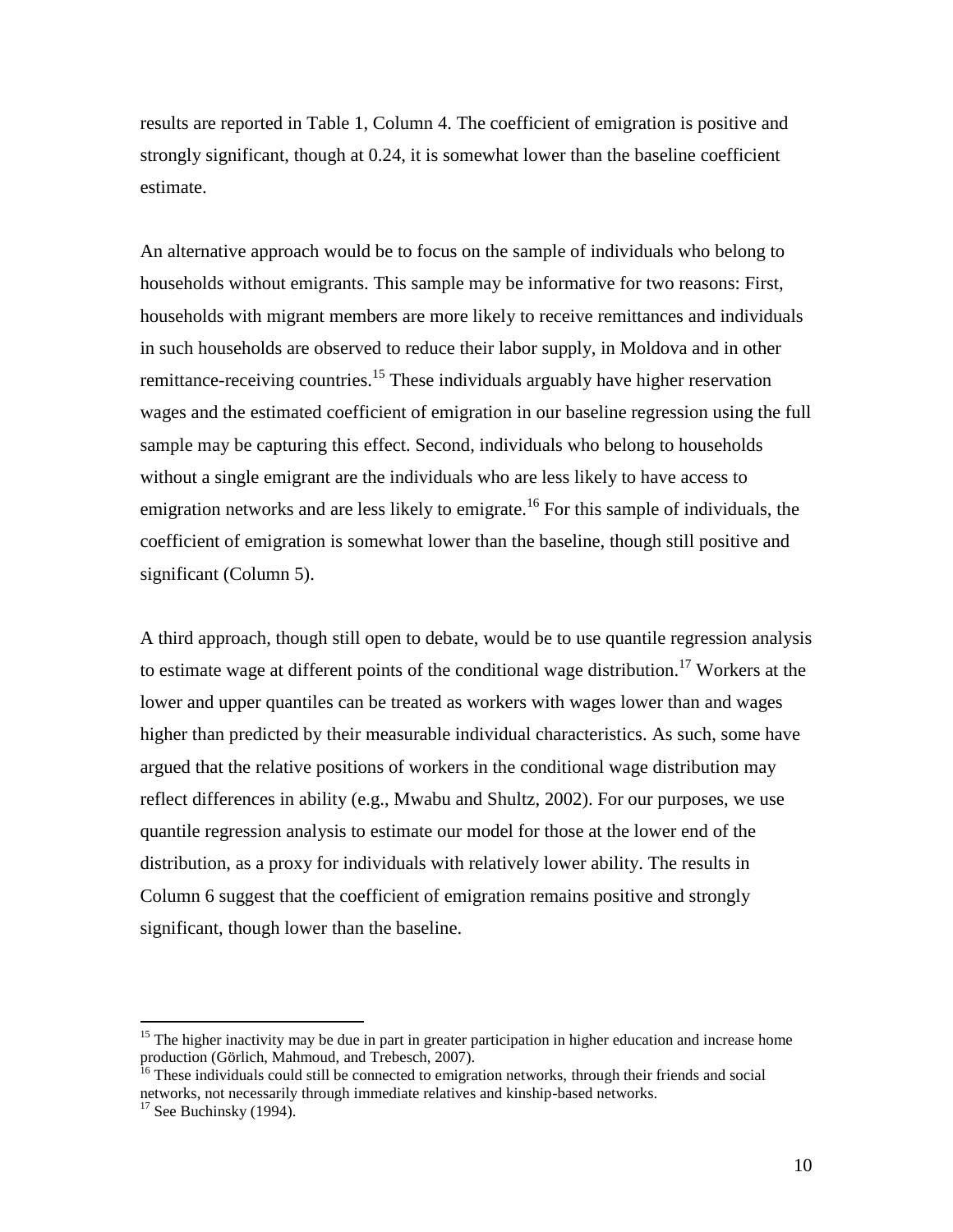results are reported in Table 1, Column 4. The coefficient of emigration is positive and strongly significant, though at 0.24, it is somewhat lower than the baseline coefficient estimate.

An alternative approach would be to focus on the sample of individuals who belong to households without emigrants. This sample may be informative for two reasons: First, households with migrant members are more likely to receive remittances and individuals in such households are observed to reduce their labor supply, in Moldova and in other remittance-receiving countries.[15] These individuals arguably have higher reservation wages and the estimated coefficient of emigration in our baseline regression using the full sample may be capturing this effect. Second, individuals who belong to households without a single emigrant are the individuals who are less likely to have access to emigration networks and are less likely to emigrate.[16] For this sample of individuals, the coefficient of emigration is somewhat lower than the baseline, though still positive and significant (Column 5).

A third approach, though still open to debate, would be to use quantile regression analysis to estimate wage at different points of the conditional wage distribution.[17] Workers at the lower and upper quantiles can be treated as workers with wages lower than and wages higher than predicted by their measurable individual characteristics. As such, some have argued that the relative positions of workers in the conditional wage distribution may reflect differences in ability (e.g., Mwabu and Shultz, 2002). For our purposes, we use quantile regression analysis to estimate our model for those at the lower end of the distribution, as a proxy for individuals with relatively lower ability. The results in Column 6 suggest that the coefficient of emigration remains positive and strongly significant, though lower than the baseline.

---

[15] The higher inactivity may be due in part in greater participation in higher education and increase home production (Görlich, Mahmoud, and Trebesch, 2007).

[16] These individuals could still be connected to emigration networks, through their friends and social networks, not necessarily through immediate relatives and kinship-based networks.

[17] See Buchinsky (1994).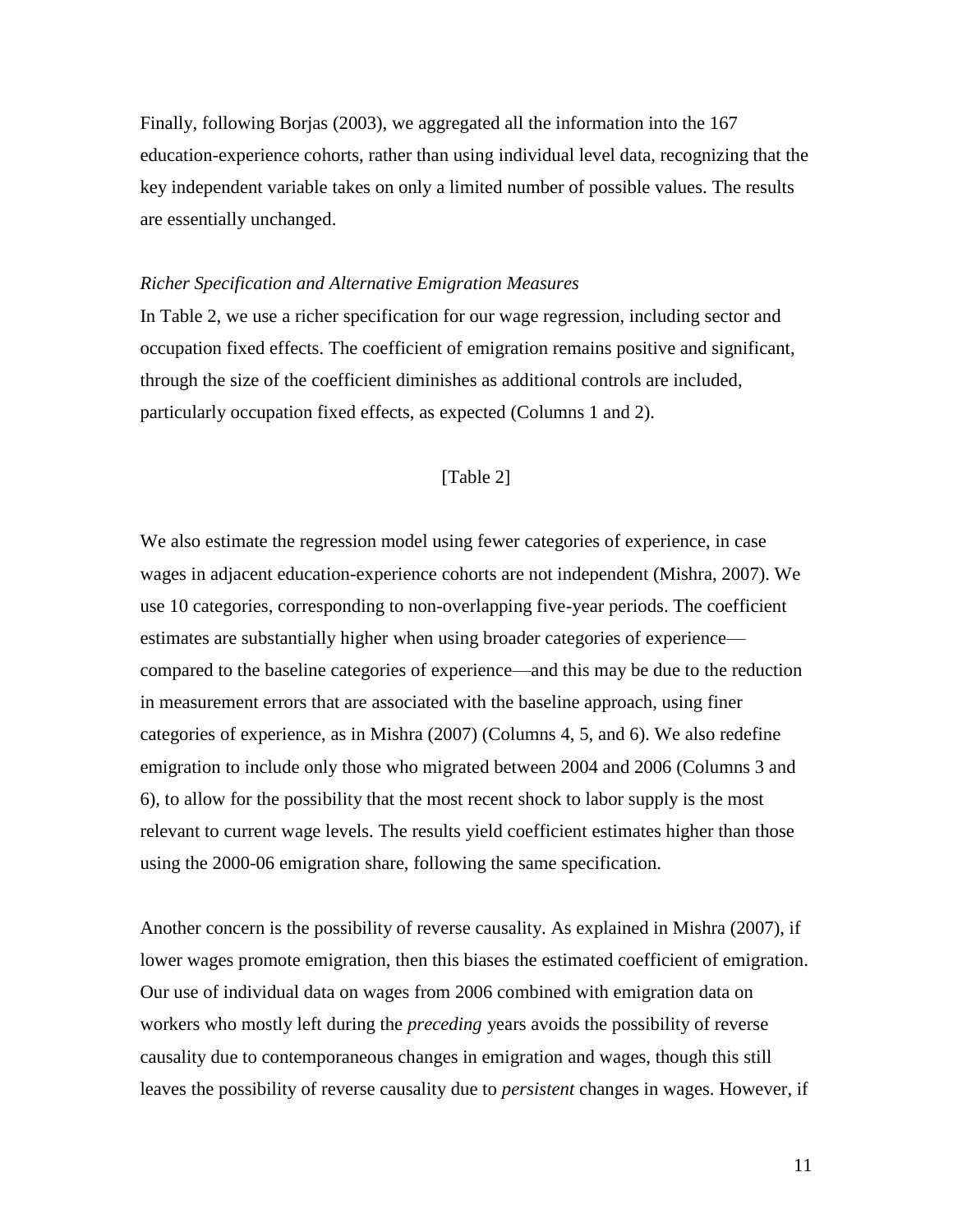Finally, following Borjas (2003), we aggregated all the information into the 167 education-experience cohorts, rather than using individual level data, recognizing that the key independent variable takes on only a limited number of possible values. The results are essentially unchanged.

*Richer Specification and Alternative Emigration Measures*

In Table 2, we use a richer specification for our wage regression, including sector and occupation fixed effects. The coefficient of emigration remains positive and significant, through the size of the coefficient diminishes as additional controls are included, particularly occupation fixed effects, as expected (Columns 1 and 2).

[Table 2]

We also estimate the regression model using fewer categories of experience, in case wages in adjacent education-experience cohorts are not independent (Mishra, 2007). We use 10 categories, corresponding to non-overlapping five-year periods. The coefficient estimates are substantially higher when using broader categories of experience—compared to the baseline categories of experience—and this may be due to the reduction in measurement errors that are associated with the baseline approach, using finer categories of experience, as in Mishra (2007) (Columns 4, 5, and 6). We also redefine emigration to include only those who migrated between 2004 and 2006 (Columns 3 and 6), to allow for the possibility that the most recent shock to labor supply is the most relevant to current wage levels. The results yield coefficient estimates higher than those using the 2000-06 emigration share, following the same specification.

Another concern is the possibility of reverse causality. As explained in Mishra (2007), if lower wages promote emigration, then this biases the estimated coefficient of emigration. Our use of individual data on wages from 2006 combined with emigration data on workers who mostly left during the *preceding* years avoids the possibility of reverse causality due to contemporaneous changes in emigration and wages, though this still leaves the possibility of reverse causality due to *persistent* changes in wages. However, if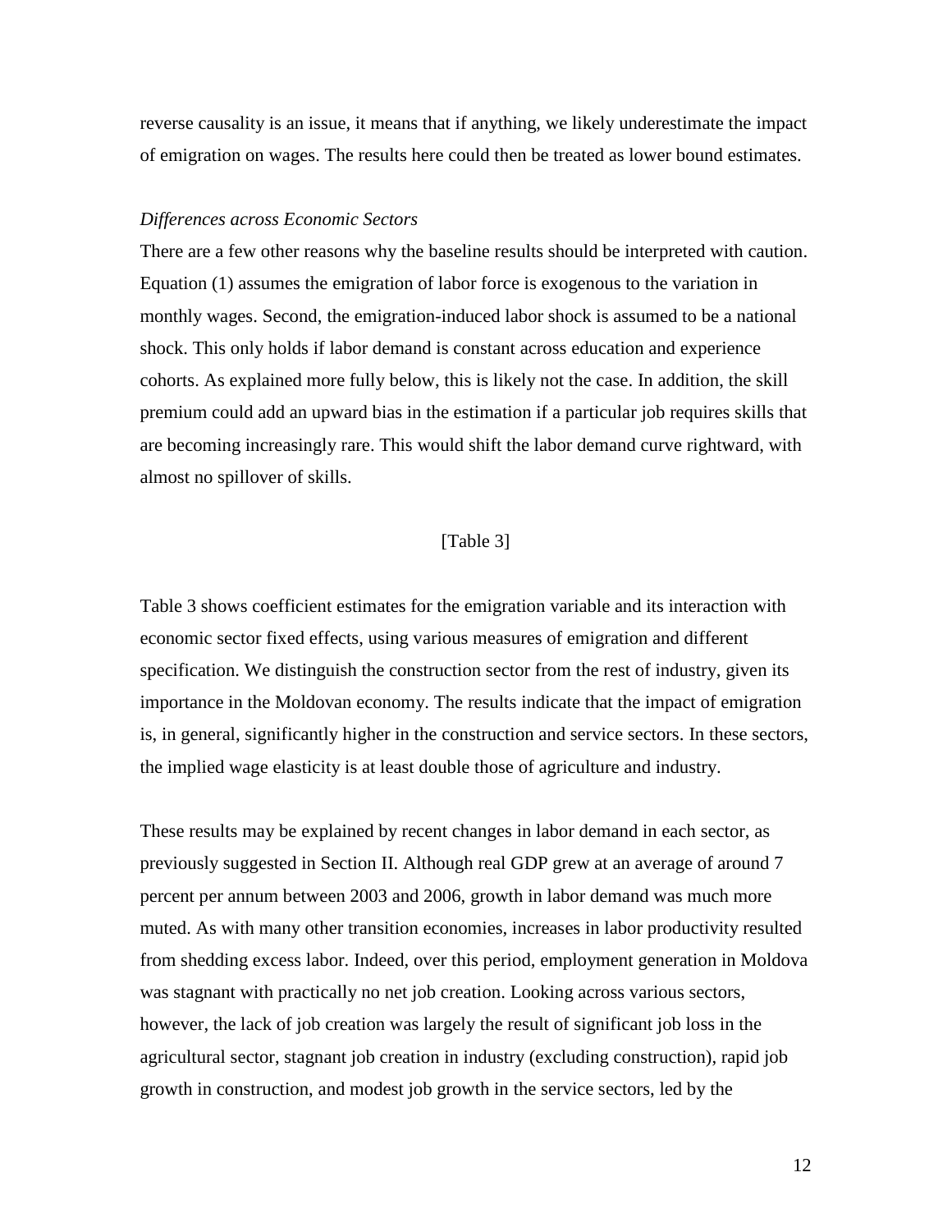reverse causality is an issue, it means that if anything, we likely underestimate the impact of emigration on wages. The results here could then be treated as lower bound estimates.

*Differences across Economic Sectors*

There are a few other reasons why the baseline results should be interpreted with caution. Equation (1) assumes the emigration of labor force is exogenous to the variation in monthly wages. Second, the emigration-induced labor shock is assumed to be a national shock. This only holds if labor demand is constant across education and experience cohorts. As explained more fully below, this is likely not the case. In addition, the skill premium could add an upward bias in the estimation if a particular job requires skills that are becoming increasingly rare. This would shift the labor demand curve rightward, with almost no spillover of skills.

[Table 3]

Table 3 shows coefficient estimates for the emigration variable and its interaction with economic sector fixed effects, using various measures of emigration and different specification. We distinguish the construction sector from the rest of industry, given its importance in the Moldovan economy. The results indicate that the impact of emigration is, in general, significantly higher in the construction and service sectors. In these sectors, the implied wage elasticity is at least double those of agriculture and industry.

These results may be explained by recent changes in labor demand in each sector, as previously suggested in Section II. Although real GDP grew at an average of around 7 percent per annum between 2003 and 2006, growth in labor demand was much more muted. As with many other transition economies, increases in labor productivity resulted from shedding excess labor. Indeed, over this period, employment generation in Moldova was stagnant with practically no net job creation. Looking across various sectors, however, the lack of job creation was largely the result of significant job loss in the agricultural sector, stagnant job creation in industry (excluding construction), rapid job growth in construction, and modest job growth in the service sectors, led by the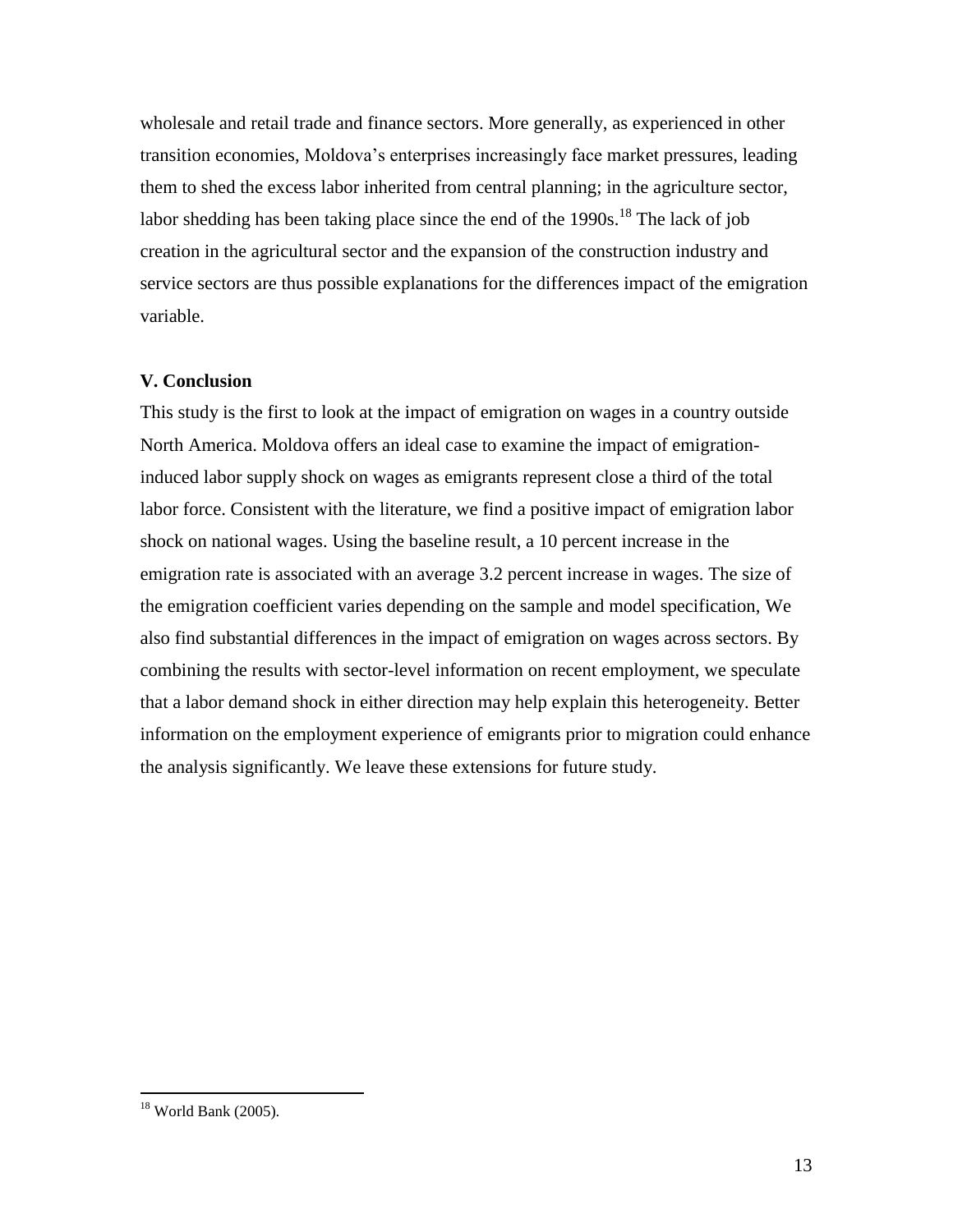wholesale and retail trade and finance sectors. More generally, as experienced in other transition economies, Moldova's enterprises increasingly face market pressures, leading them to shed the excess labor inherited from central planning; in the agriculture sector, labor shedding has been taking place since the end of the 1990s.[18] The lack of job creation in the agricultural sector and the expansion of the construction industry and service sectors are thus possible explanations for the differences impact of the emigration variable.

## V. Conclusion

This study is the first to look at the impact of emigration on wages in a country outside North America. Moldova offers an ideal case to examine the impact of emigration-induced labor supply shock on wages as emigrants represent close a third of the total labor force. Consistent with the literature, we find a positive impact of emigration labor shock on national wages. Using the baseline result, a 10 percent increase in the emigration rate is associated with an average 3.2 percent increase in wages. The size of the emigration coefficient varies depending on the sample and model specification, We also find substantial differences in the impact of emigration on wages across sectors. By combining the results with sector-level information on recent employment, we speculate that a labor demand shock in either direction may help explain this heterogeneity. Better information on the employment experience of emigrants prior to migration could enhance the analysis significantly. We leave these extensions for future study.

---

[18] World Bank (2005).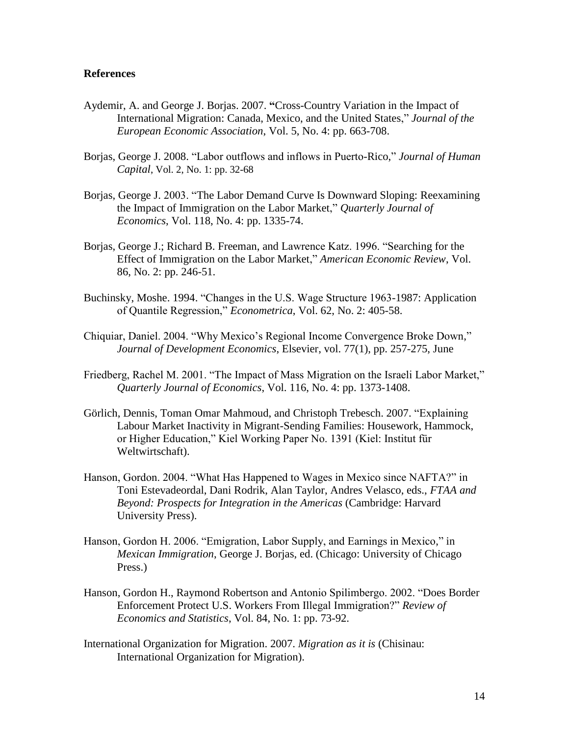**References**

Aydemir, A. and George J. Borjas. 2007. "Cross-Country Variation in the Impact of International Migration: Canada, Mexico, and the United States," *Journal of the European Economic Association*, Vol. 5, No. 4: pp. 663-708.

Borjas, George J. 2008. "Labor outflows and inflows in Puerto-Rico," *Journal of Human Capital*, Vol. 2, No. 1: pp. 32-68

Borjas, George J. 2003. "The Labor Demand Curve Is Downward Sloping: Reexamining the Impact of Immigration on the Labor Market," *Quarterly Journal of Economics*, Vol. 118, No. 4: pp. 1335-74.

Borjas, George J.; Richard B. Freeman, and Lawrence Katz. 1996. "Searching for the Effect of Immigration on the Labor Market," *American Economic Review*, Vol. 86, No. 2: pp. 246-51.

Buchinsky, Moshe. 1994. "Changes in the U.S. Wage Structure 1963-1987: Application of Quantile Regression," *Econometrica*, Vol. 62, No. 2: 405-58.

Chiquiar, Daniel. 2004. "Why Mexico's Regional Income Convergence Broke Down," *Journal of Development Economics*, Elsevier, vol. 77(1), pp. 257-275, June

Friedberg, Rachel M. 2001. "The Impact of Mass Migration on the Israeli Labor Market," *Quarterly Journal of Economics*, Vol. 116, No. 4: pp. 1373-1408.

Görlich, Dennis, Toman Omar Mahmoud, and Christoph Trebesch. 2007. "Explaining Labour Market Inactivity in Migrant-Sending Families: Housework, Hammock, or Higher Education," Kiel Working Paper No. 1391 (Kiel: Institut für Weltwirtschaft).

Hanson, Gordon. 2004. "What Has Happened to Wages in Mexico since NAFTA?" in Toni Estevadeordal, Dani Rodrik, Alan Taylor, Andres Velasco, eds., *FTAA and Beyond: Prospects for Integration in the Americas* (Cambridge: Harvard University Press).

Hanson, Gordon H. 2006. "Emigration, Labor Supply, and Earnings in Mexico," in *Mexican Immigration*, George J. Borjas, ed. (Chicago: University of Chicago Press.)

Hanson, Gordon H., Raymond Robertson and Antonio Spilimbergo. 2002. "Does Border Enforcement Protect U.S. Workers From Illegal Immigration?" *Review of Economics and Statistics*, Vol. 84, No. 1: pp. 73-92.

International Organization for Migration. 2007. *Migration as it is* (Chisinau: International Organization for Migration).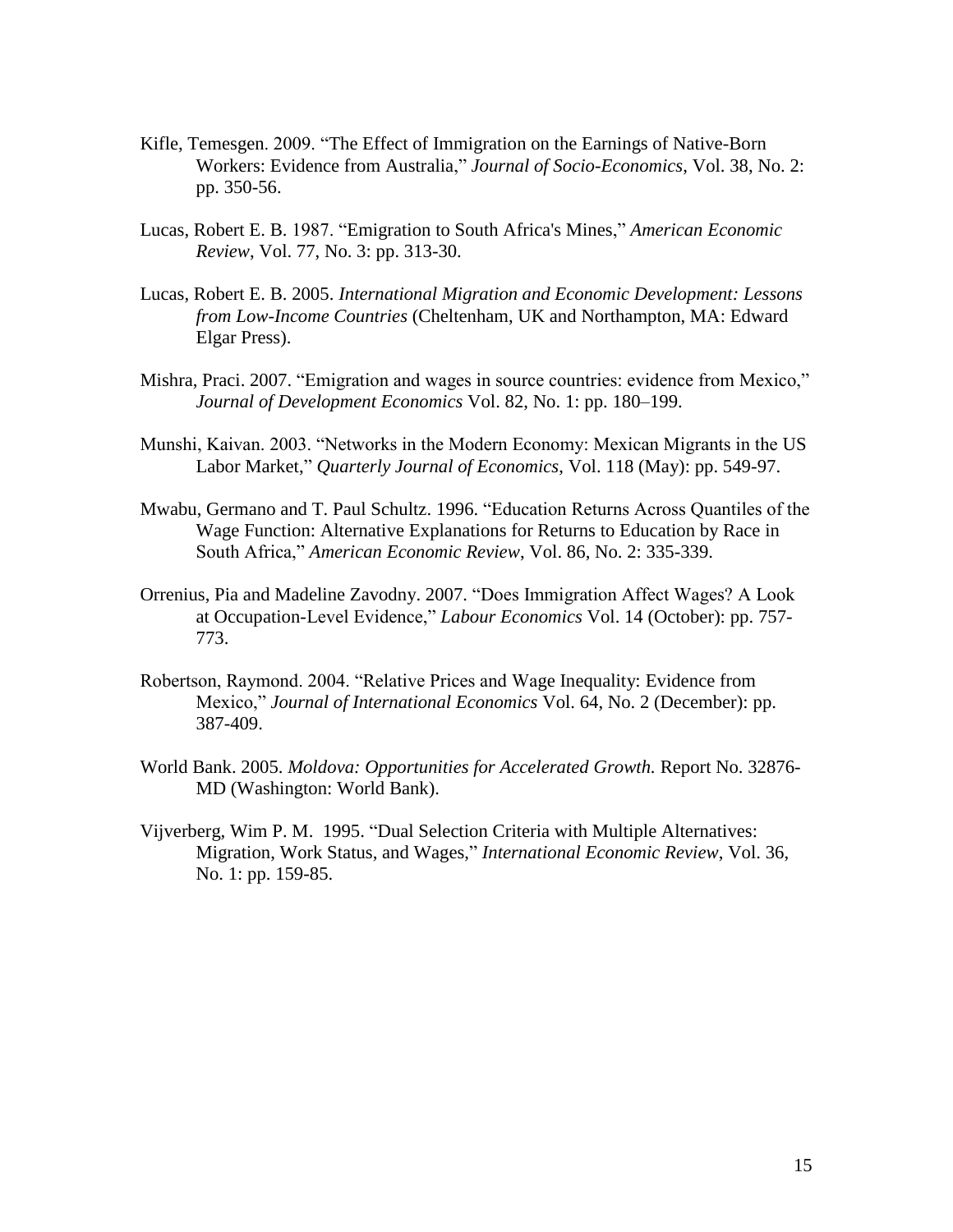Kifle, Temesgen. 2009. "The Effect of Immigration on the Earnings of Native-Born Workers: Evidence from Australia," *Journal of Socio-Economics*, Vol. 38, No. 2: pp. 350-56.

Lucas, Robert E. B. 1987. "Emigration to South Africa's Mines," *American Economic Review*, Vol. 77, No. 3: pp. 313-30.

Lucas, Robert E. B. 2005. *International Migration and Economic Development: Lessons from Low-Income Countries* (Cheltenham, UK and Northampton, MA: Edward Elgar Press).

Mishra, Praci. 2007. "Emigration and wages in source countries: evidence from Mexico," *Journal of Development Economics* Vol. 82, No. 1: pp. 180–199.

Munshi, Kaivan. 2003. "Networks in the Modern Economy: Mexican Migrants in the US Labor Market," *Quarterly Journal of Economics*, Vol. 118 (May): pp. 549-97.

Mwabu, Germano and T. Paul Schultz. 1996. "Education Returns Across Quantiles of the Wage Function: Alternative Explanations for Returns to Education by Race in South Africa," *American Economic Review*, Vol. 86, No. 2: 335-339.

Orrenius, Pia and Madeline Zavodny. 2007. "Does Immigration Affect Wages? A Look at Occupation-Level Evidence," *Labour Economics* Vol. 14 (October): pp. 757-773.

Robertson, Raymond. 2004. "Relative Prices and Wage Inequality: Evidence from Mexico," *Journal of International Economics* Vol. 64, No. 2 (December): pp. 387-409.

World Bank. 2005. *Moldova: Opportunities for Accelerated Growth.* Report No. 32876-MD (Washington: World Bank).

Vijverberg, Wim P. M. 1995. "Dual Selection Criteria with Multiple Alternatives: Migration, Work Status, and Wages," *International Economic Review*, Vol. 36, No. 1: pp. 159-85.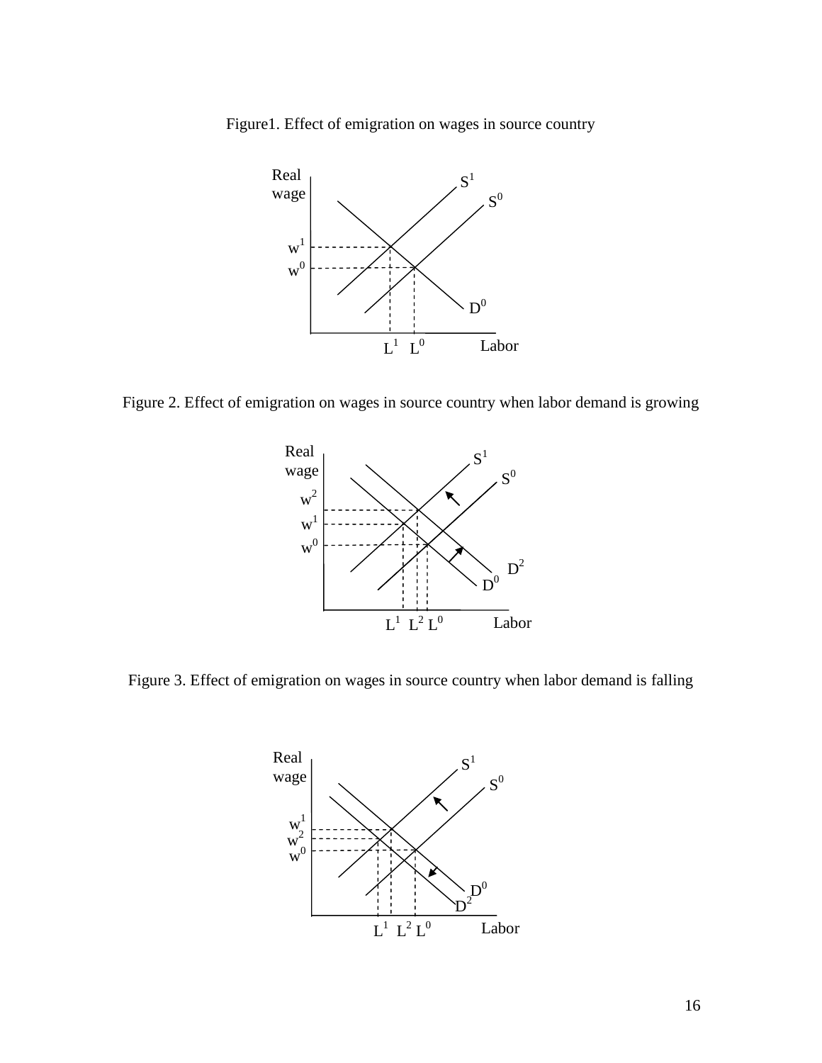Figure1. Effect of emigration on wages in source country

Figure 2. Effect of emigration on wages in source country when labor demand is growing

Figure 3. Effect of emigration on wages in source country when labor demand is falling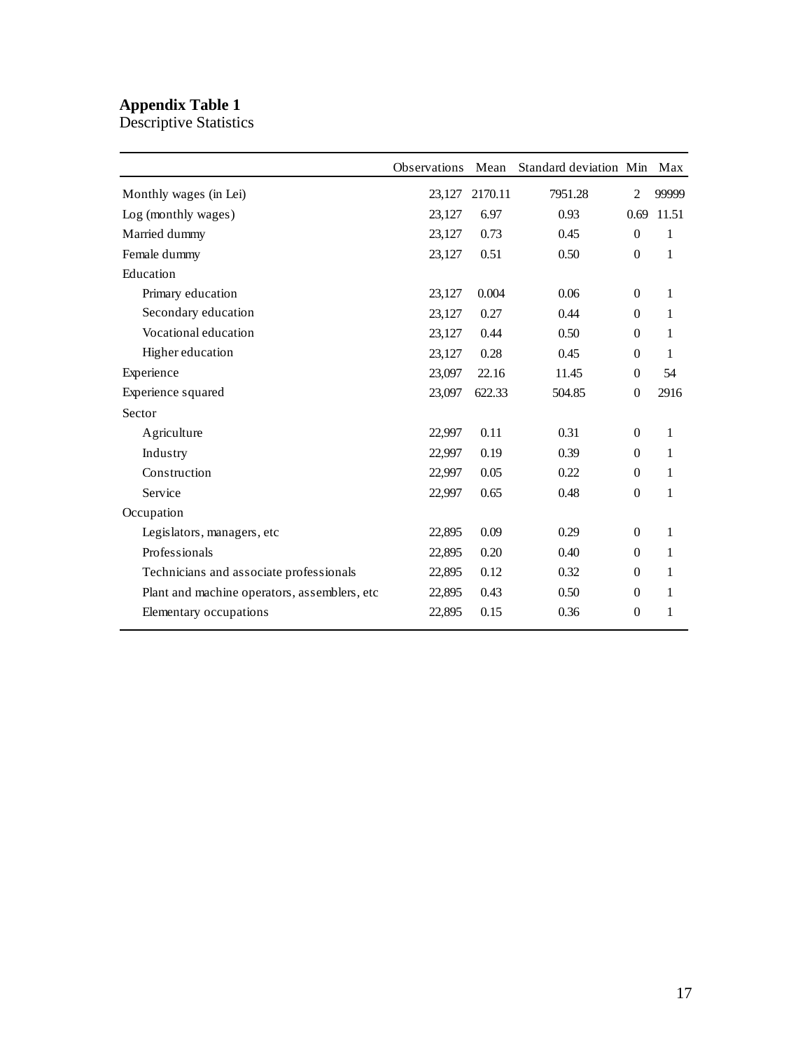**Appendix Table 1**
Descriptive Statistics

| | Observations | Mean | Standard deviation | Min | Max |
|---|---|---|---|---|---|
| Monthly wages (in Lei) | 23,127 | 2170.11 | 7951.28 | 2 | 99999 |
| Log (monthly wages) | 23,127 | 6.97 | 0.93 | 0.69 | 11.51 |
| Married dummy | 23,127 | 0.73 | 0.45 | 0 | 1 |
| Female dummy | 23,127 | 0.51 | 0.50 | 0 | 1 |
| Education | | | | | |
| Primary education | 23,127 | 0.004 | 0.06 | 0 | 1 |
| Secondary education | 23,127 | 0.27 | 0.44 | 0 | 1 |
| Vocational education | 23,127 | 0.44 | 0.50 | 0 | 1 |
| Higher education | 23,127 | 0.28 | 0.45 | 0 | 1 |
| Experience | 23,097 | 22.16 | 11.45 | 0 | 54 |
| Experience squared | 23,097 | 622.33 | 504.85 | 0 | 2916 |
| Sector | | | | | |
| Agriculture | 22,997 | 0.11 | 0.31 | 0 | 1 |
| Industry | 22,997 | 0.19 | 0.39 | 0 | 1 |
| Construction | 22,997 | 0.05 | 0.22 | 0 | 1 |
| Service | 22,997 | 0.65 | 0.48 | 0 | 1 |
| Occupation | | | | | |
| Legislators, managers, etc | 22,895 | 0.09 | 0.29 | 0 | 1 |
| Professionals | 22,895 | 0.20 | 0.40 | 0 | 1 |
| Technicians and associate professionals | 22,895 | 0.12 | 0.32 | 0 | 1 |
| Plant and machine operators, assemblers, etc | 22,895 | 0.43 | 0.50 | 0 | 1 |
| Elementary occupations | 22,895 | 0.15 | 0.36 | 0 | 1 |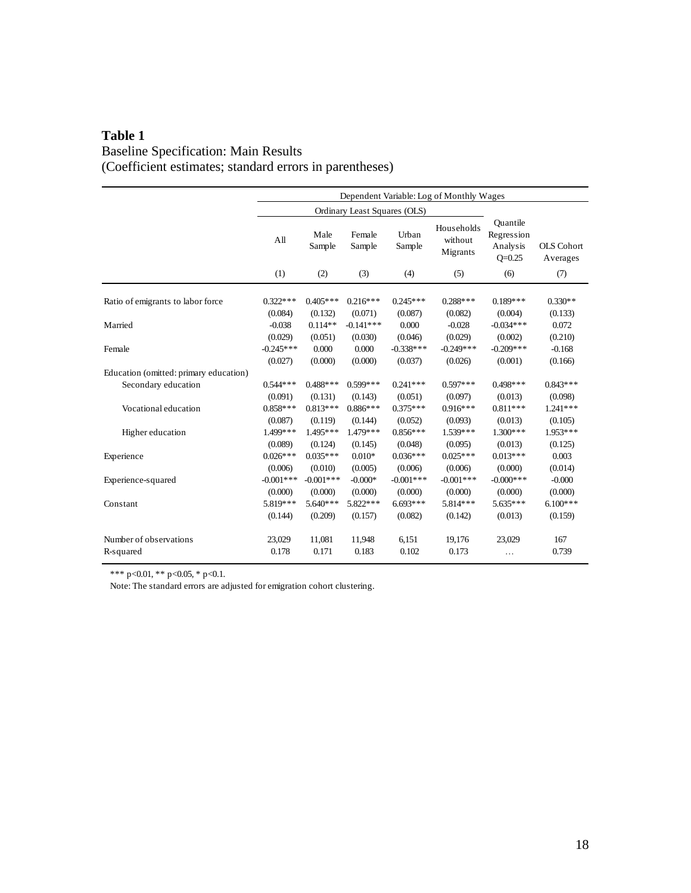**Table 1**
Baseline Specification: Main Results
(Coefficient estimates; standard errors in parentheses)

| | Dependent Variable: Log of Monthly Wages | | | | | | |
|---|---|---|---|---|---|---|---|
| | Ordinary Least Squares (OLS) | | | | | | |
| | All | Male Sample | Female Sample | Urban Sample | Households without Migrants | Quantile Regression Analysis Q=0.25 | OLS Cohort Averages |
| | (1) | (2) | (3) | (4) | (5) | (6) | (7) |
| Ratio of emigrants to labor force | 0.322*** | 0.405*** | 0.216*** | 0.245*** | 0.288*** | 0.189*** | 0.330** |
| | (0.084) | (0.132) | (0.071) | (0.087) | (0.082) | (0.004) | (0.133) |
| Married | -0.038 | 0.114** | -0.141*** | 0.000 | -0.028 | -0.034*** | 0.072 |
| | (0.029) | (0.051) | (0.030) | (0.046) | (0.029) | (0.002) | (0.210) |
| Female | -0.245*** | 0.000 | 0.000 | -0.338*** | -0.249*** | -0.209*** | -0.168 |
| | (0.027) | (0.000) | (0.000) | (0.037) | (0.026) | (0.001) | (0.166) |
| Education (omitted: primary education) | | | | | | | |
| Secondary education | 0.544*** | 0.488*** | 0.599*** | 0.241*** | 0.597*** | 0.498*** | 0.843*** |
| | (0.091) | (0.131) | (0.143) | (0.051) | (0.097) | (0.013) | (0.098) |
| Vocational education | 0.858*** | 0.813*** | 0.886*** | 0.375*** | 0.916*** | 0.811*** | 1.241*** |
| | (0.087) | (0.119) | (0.144) | (0.052) | (0.093) | (0.013) | (0.105) |
| Higher education | 1.499*** | 1.495*** | 1.479*** | 0.856*** | 1.539*** | 1.300*** | 1.953*** |
| | (0.089) | (0.124) | (0.145) | (0.048) | (0.095) | (0.013) | (0.125) |
| Experience | 0.026*** | 0.035*** | 0.010* | 0.036*** | 0.025*** | 0.013*** | 0.003 |
| | (0.006) | (0.010) | (0.005) | (0.006) | (0.006) | (0.000) | (0.014) |
| Experience-squared | -0.001*** | -0.001*** | -0.000* | -0.001*** | -0.001*** | -0.000*** | -0.000 |
| | (0.000) | (0.000) | (0.000) | (0.000) | (0.000) | (0.000) | (0.000) |
| Constant | 5.819*** | 5.640*** | 5.822*** | 6.693*** | 5.814*** | 5.635*** | 6.100*** |
| | (0.144) | (0.209) | (0.157) | (0.082) | (0.142) | (0.013) | (0.159) |
| Number of observations | 23,029 | 11,081 | 11,948 | 6,151 | 19,176 | 23,029 | 167 |
| R-squared | 0.178 | 0.171 | 0.183 | 0.102 | 0.173 | … | 0.739 |

*** p<0.01, ** p<0.05, * p<0.1.

Note: The standard errors are adjusted for emigration cohort clustering.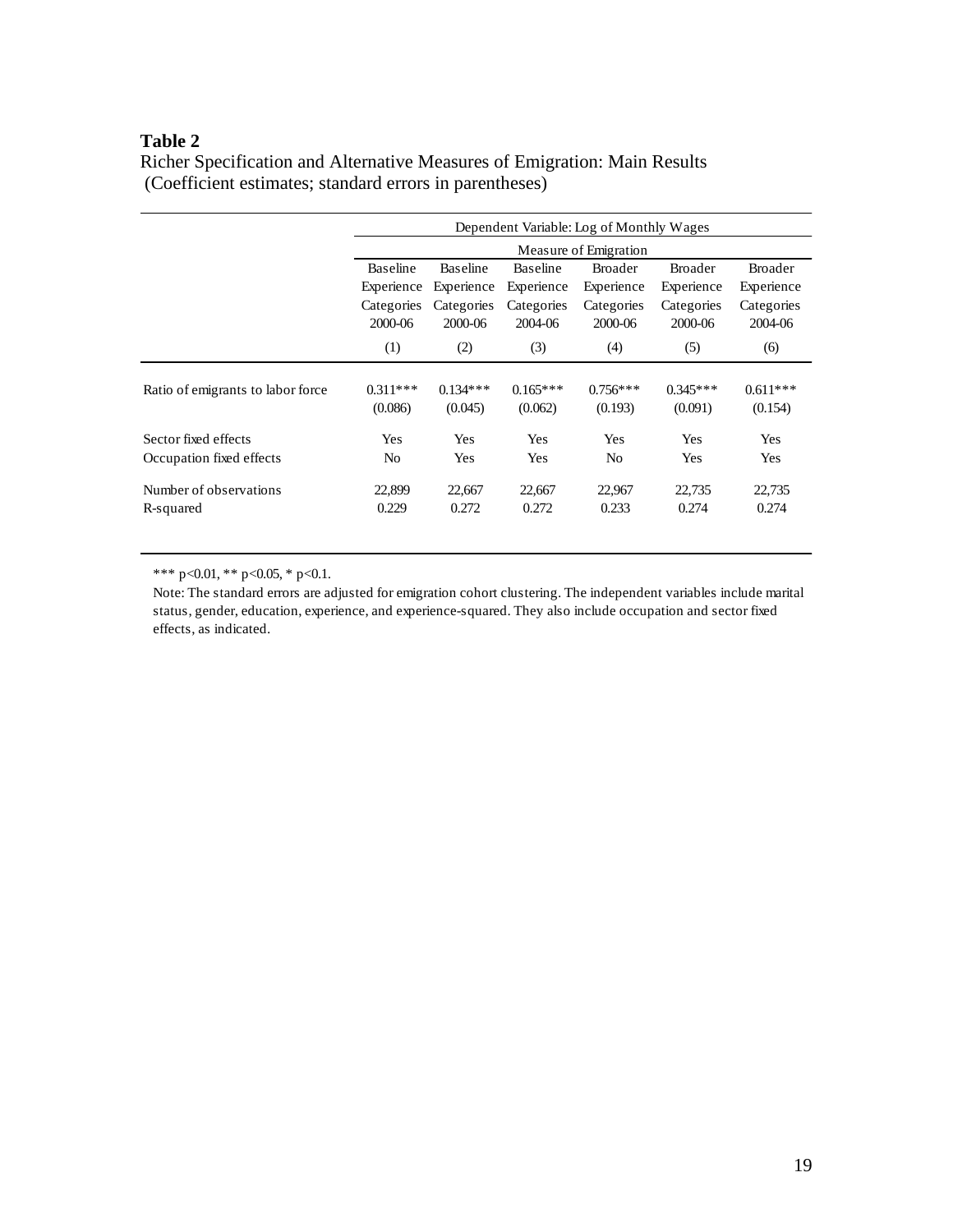**Table 2**

Richer Specification and Alternative Measures of Emigration: Main Results
(Coefficient estimates; standard errors in parentheses)

| | Dependent Variable: Log of Monthly Wages | | | | | |
|---|---|---|---|---|---|---|
| | Measure of Emigration | | | | | |
| | Baseline Experience Categories 2000-06 | Baseline Experience Categories 2000-06 | Baseline Experience Categories 2004-06 | Broader Experience Categories 2000-06 | Broader Experience Categories 2000-06 | Broader Experience Categories 2004-06 |
| | (1) | (2) | (3) | (4) | (5) | (6) |
| Ratio of emigrants to labor force | 0.311*** | 0.134*** | 0.165*** | 0.756*** | 0.345*** | 0.611*** |
| | (0.086) | (0.045) | (0.062) | (0.193) | (0.091) | (0.154) |
| Sector fixed effects | Yes | Yes | Yes | Yes | Yes | Yes |
| Occupation fixed effects | No | Yes | Yes | No | Yes | Yes |
| Number of observations | 22,899 | 22,667 | 22,667 | 22,967 | 22,735 | 22,735 |
| R-squared | 0.229 | 0.272 | 0.272 | 0.233 | 0.274 | 0.274 |

*** p<0.01, ** p<0.05, * p<0.1.

Note: The standard errors are adjusted for emigration cohort clustering. The independent variables include marital status, gender, education, experience, and experience-squared. They also include occupation and sector fixed effects, as indicated.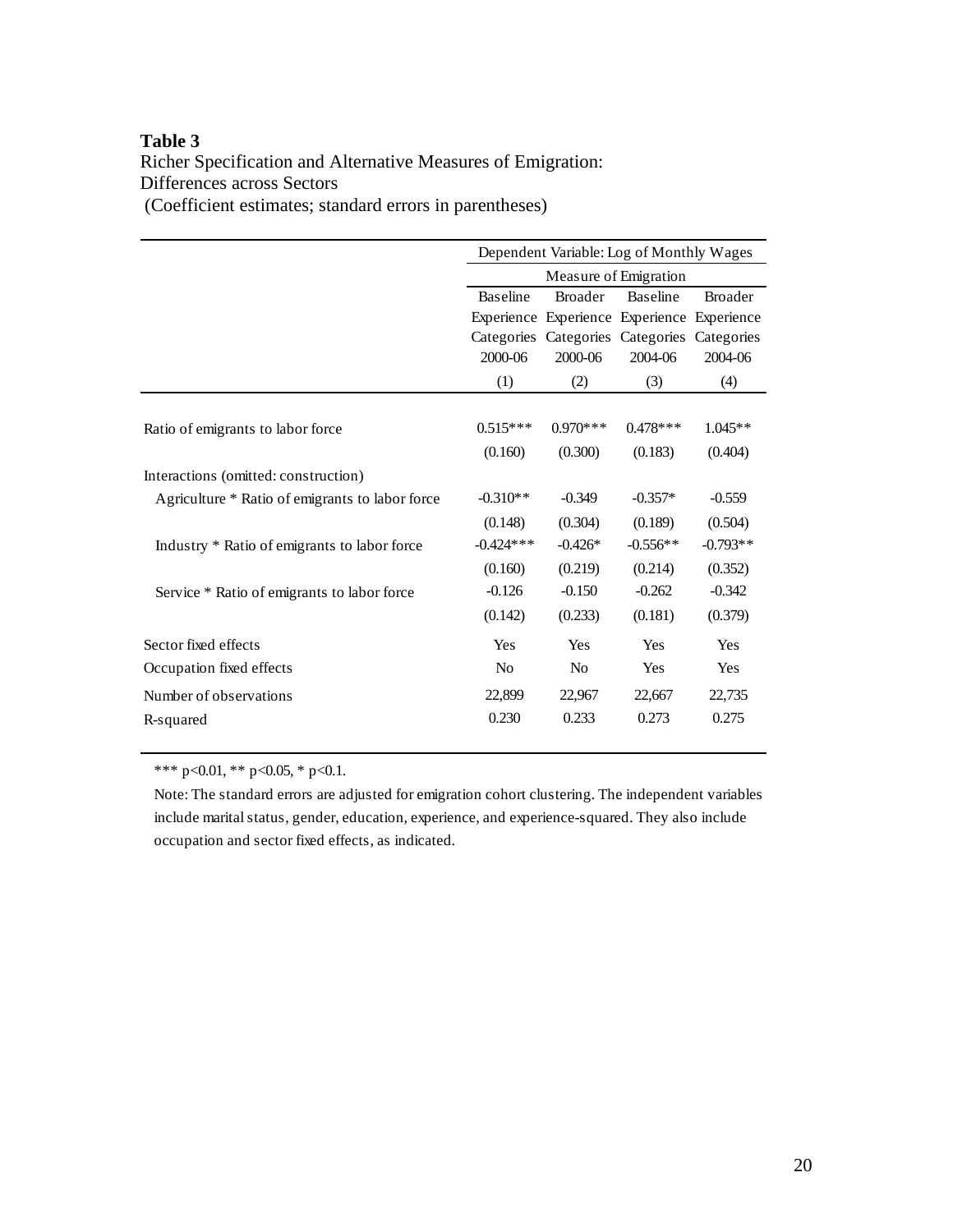**Table 3**

Richer Specification and Alternative Measures of Emigration:
Differences across Sectors
(Coefficient estimates; standard errors in parentheses)

| | Dependent Variable: Log of Monthly Wages | | | |
|---|---|---|---|---|
| | Measure of Emigration | | | |
| | Baseline Experience Categories 2000-06 | Broader Experience Categories 2000-06 | Baseline Experience Categories 2004-06 | Broader Experience Categories 2004-06 |
| | (1) | (2) | (3) | (4) |
| Ratio of emigrants to labor force | 0.515*** | 0.970*** | 0.478*** | 1.045** |
| | (0.160) | (0.300) | (0.183) | (0.404) |
| Interactions (omitted: construction) | | | | |
| Agriculture * Ratio of emigrants to labor force | -0.310** | -0.349 | -0.357* | -0.559 |
| | (0.148) | (0.304) | (0.189) | (0.504) |
| Industry * Ratio of emigrants to labor force | -0.424*** | -0.426* | -0.556** | -0.793** |
| | (0.160) | (0.219) | (0.214) | (0.352) |
| Service * Ratio of emigrants to labor force | -0.126 | -0.150 | -0.262 | -0.342 |
| | (0.142) | (0.233) | (0.181) | (0.379) |
| Sector fixed effects | Yes | Yes | Yes | Yes |
| Occupation fixed effects | No | No | Yes | Yes |
| Number of observations | 22,899 | 22,967 | 22,667 | 22,735 |
| R-squared | 0.230 | 0.233 | 0.273 | 0.275 |

*** $p<0.01$, ** $p<0.05$, * $p<0.1$.

Note: The standard errors are adjusted for emigration cohort clustering. The independent variables include marital status, gender, education, experience, and experience-squared. They also include occupation and sector fixed effects, as indicated.